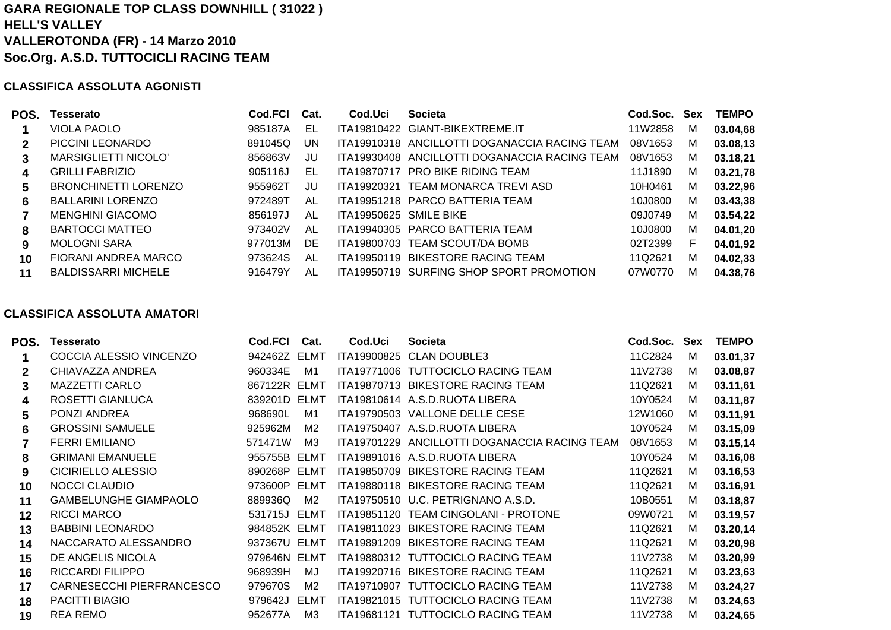**GARA REGIONALE TOP CLASS DOWNHILL ( 31022 )**
**HELL'S VALLEY**
**VALLEROTONDA (FR) - 14 Marzo 2010**
**Soc.Org. A.S.D. TUTTOCICLI RACING TEAM**

## CLASSIFICA ASSOLUTA AGONISTI

| POS. | Tesserato | Cod.FCI | Cat. | Cod.Uci | Societa | Cod.Soc. | Sex | TEMPO |
|---|---|---|---|---|---|---|---|---|
| 1 | VIOLA PAOLO | 985187A | EL | ITA19810422 | GIANT-BIKEXTREME.IT | 11W2858 | M | **03.04,68** |
| 2 | PICCINI LEONARDO | 891045Q | UN | ITA19910318 | ANCILLOTTI DOGANACCIA RACING TEAM | 08V1653 | M | **03.08,13** |
| 3 | MARSIGLIETTI NICOLO' | 856863V | JU | ITA19930408 | ANCILLOTTI DOGANACCIA RACING TEAM | 08V1653 | M | **03.18,21** |
| 4 | GRILLI FABRIZIO | 905116J | EL | ITA19870717 | PRO BIKE RIDING TEAM | 11J1890 | M | **03.21,78** |
| 5 | BRONCHINETTI LORENZO | 955962T | JU | ITA19920321 | TEAM MONARCA TREVI ASD | 10H0461 | M | **03.22,96** |
| 6 | BALLARINI LORENZO | 972489T | AL | ITA19951218 | PARCO BATTERIA TEAM | 10J0800 | M | **03.43,38** |
| 7 | MENGHINI GIACOMO | 856197J | AL | ITA19950625 | SMILE BIKE | 09J0749 | M | **03.54,22** |
| 8 | BARTOCCI MATTEO | 973402V | AL | ITA19940305 | PARCO BATTERIA TEAM | 10J0800 | M | **04.01,20** |
| 9 | MOLOGNI SARA | 977013M | DE | ITA19800703 | TEAM SCOUT/DA BOMB | 02T2399 | F | **04.01,92** |
| 10 | FIORANI ANDREA MARCO | 973624S | AL | ITA19950119 | BIKESTORE RACING TEAM | 11Q2621 | M | **04.02,33** |
| 11 | BALDISSARRI MICHELE | 916479Y | AL | ITA19950719 | SURFING SHOP SPORT PROMOTION | 07W0770 | M | **04.38,76** |

## CLASSIFICA ASSOLUTA AMATORI

| POS. | Tesserato | Cod.FCI | Cat. | Cod.Uci | Societa | Cod.Soc. | Sex | TEMPO |
|---|---|---|---|---|---|---|---|---|
| 1 | COCCIA ALESSIO VINCENZO | 942462Z | ELMT | ITA19900825 | CLAN DOUBLE3 | 11C2824 | M | **03.01,37** |
| 2 | CHIAVAZZA ANDREA | 960334E | M1 | ITA19771006 | TUTTOCICLO RACING TEAM | 11V2738 | M | **03.08,87** |
| 3 | MAZZETTI CARLO | 867122R | ELMT | ITA19870713 | BIKESTORE RACING TEAM | 11Q2621 | M | **03.11,61** |
| 4 | ROSETTI GIANLUCA | 839201D | ELMT | ITA19810614 | A.S.D.RUOTA LIBERA | 10Y0524 | M | **03.11,87** |
| 5 | PONZI ANDREA | 968690L | M1 | ITA19790503 | VALLONE DELLE CESE | 12W1060 | M | **03.11,91** |
| 6 | GROSSINI SAMUELE | 925962M | M2 | ITA19750407 | A.S.D.RUOTA LIBERA | 10Y0524 | M | **03.15,09** |
| 7 | FERRI EMILIANO | 571471W | M3 | ITA19701229 | ANCILLOTTI DOGANACCIA RACING TEAM | 08V1653 | M | **03.15,14** |
| 8 | GRIMANI EMANUELE | 955755B | ELMT | ITA19891016 | A.S.D.RUOTA LIBERA | 10Y0524 | M | **03.16,08** |
| 9 | CICIRIELLO ALESSIO | 890268P | ELMT | ITA19850709 | BIKESTORE RACING TEAM | 11Q2621 | M | **03.16,53** |
| 10 | NOCCI CLAUDIO | 973600P | ELMT | ITA19880118 | BIKESTORE RACING TEAM | 11Q2621 | M | **03.16,91** |
| 11 | GAMBELUNGHE GIAMPAOLO | 889936Q | M2 | ITA19750510 | U.C. PETRIGNANO A.S.D. | 10B0551 | M | **03.18,87** |
| 12 | RICCI MARCO | 531715J | ELMT | ITA19851120 | TEAM CINGOLANI - PROTONE | 09W0721 | M | **03.19,57** |
| 13 | BABBINI LEONARDO | 984852K | ELMT | ITA19811023 | BIKESTORE RACING TEAM | 11Q2621 | M | **03.20,14** |
| 14 | NACCARATO ALESSANDRO | 937367U | ELMT | ITA19891209 | BIKESTORE RACING TEAM | 11Q2621 | M | **03.20,98** |
| 15 | DE ANGELIS NICOLA | 979646N | ELMT | ITA19880312 | TUTTOCICLO RACING TEAM | 11V2738 | M | **03.20,99** |
| 16 | RICCARDI FILIPPO | 968939H | MJ | ITA19920716 | BIKESTORE RACING TEAM | 11Q2621 | M | **03.23,63** |
| 17 | CARNESECCHI PIERFRANCESCO | 979670S | M2 | ITA19710907 | TUTTOCICLO RACING TEAM | 11V2738 | M | **03.24,27** |
| 18 | PACITTI BIAGIO | 979642J | ELMT | ITA19821015 | TUTTOCICLO RACING TEAM | 11V2738 | M | **03.24,63** |
| 19 | REA REMO | 952677A | M3 | ITA19681121 | TUTTOCICLO RACING TEAM | 11V2738 | M | **03.24,65** |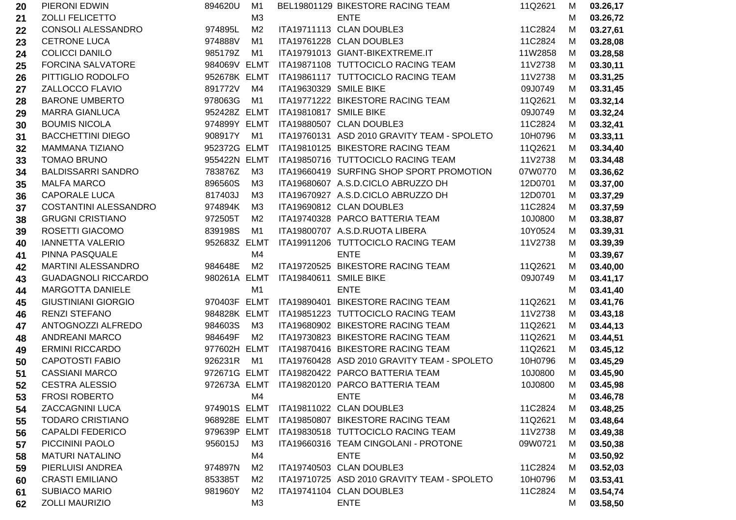| | | | | | | | | |
|---|---|---|---|---|---|---|---|---|
| 20 | PIERONI EDWIN | 894620U | M1 | BEL19801129 | BIKESTORE RACING TEAM | 11Q2621 | M | **03.26,17** |
| 21 | ZOLLI FELICETTO | | M3 | | ENTE | | M | **03.26,72** |
| 22 | CONSOLI ALESSANDRO | 974895L | M2 | ITA19711113 | CLAN DOUBLE3 | 11C2824 | M | **03.27,61** |
| 23 | CETRONE LUCA | 974888V | M1 | ITA19761228 | CLAN DOUBLE3 | 11C2824 | M | **03.28,08** |
| 24 | COLICCI DANILO | 985179Z | M1 | ITA19791013 | GIANT-BIKEXTREME.IT | 11W2858 | M | **03.28,58** |
| 25 | FORCINA SALVATORE | 984069V | ELMT | ITA19871108 | TUTTOCICLO RACING TEAM | 11V2738 | M | **03.30,11** |
| 26 | PITTIGLIO RODOLFO | 952678K | ELMT | ITA19861117 | TUTTOCICLO RACING TEAM | 11V2738 | M | **03.31,25** |
| 27 | ZALLOCCO FLAVIO | 891772V | M4 | ITA19630329 | SMILE BIKE | 09J0749 | M | **03.31,45** |
| 28 | BARONE UMBERTO | 978063G | M1 | ITA19771222 | BIKESTORE RACING TEAM | 11Q2621 | M | **03.32,14** |
| 29 | MARRA GIANLUCA | 952428Z | ELMT | ITA19810817 | SMILE BIKE | 09J0749 | M | **03.32,24** |
| 30 | BOUMIS NICOLA | 974899Y | ELMT | ITA19880507 | CLAN DOUBLE3 | 11C2824 | M | **03.32,41** |
| 31 | BACCHETTINI DIEGO | 908917Y | M1 | ITA19760131 | ASD 2010 GRAVITY TEAM - SPOLETO | 10H0796 | M | **03.33,11** |
| 32 | MAMMANA TIZIANO | 952372G | ELMT | ITA19810125 | BIKESTORE RACING TEAM | 11Q2621 | M | **03.34,40** |
| 33 | TOMAO BRUNO | 955422N | ELMT | ITA19850716 | TUTTOCICLO RACING TEAM | 11V2738 | M | **03.34,48** |
| 34 | BALDISSARRI SANDRO | 783876Z | M3 | ITA19660419 | SURFING SHOP SPORT PROMOTION | 07W0770 | M | **03.36,62** |
| 35 | MALFA MARCO | 896560S | M3 | ITA19680607 | A.S.D.CICLO ABRUZZO DH | 12D0701 | M | **03.37,00** |
| 36 | CAPORALE LUCA | 817403J | M3 | ITA19670927 | A.S.D.CICLO ABRUZZO DH | 12D0701 | M | **03.37,29** |
| 37 | COSTANTINI ALESSANDRO | 974894K | M3 | ITA19690812 | CLAN DOUBLE3 | 11C2824 | M | **03.37,59** |
| 38 | GRUGNI CRISTIANO | 972505T | M2 | ITA19740328 | PARCO BATTERIA TEAM | 10J0800 | M | **03.38,87** |
| 39 | ROSETTI GIACOMO | 839198S | M1 | ITA19800707 | A.S.D.RUOTA LIBERA | 10Y0524 | M | **03.39,31** |
| 40 | IANNETTA VALERIO | 952683Z | ELMT | ITA19911206 | TUTTOCICLO RACING TEAM | 11V2738 | M | **03.39,39** |
| 41 | PINNA PASQUALE | | M4 | | ENTE | | M | **03.39,67** |
| 42 | MARTINI ALESSANDRO | 984648E | M2 | ITA19720525 | BIKESTORE RACING TEAM | 11Q2621 | M | **03.40,00** |
| 43 | GUADAGNOLI RICCARDO | 980261A | ELMT | ITA19840611 | SMILE BIKE | 09J0749 | M | **03.41,17** |
| 44 | MARGOTTA DANIELE | | M1 | | ENTE | | M | **03.41,40** |
| 45 | GIUSTINIANI GIORGIO | 970403F | ELMT | ITA19890401 | BIKESTORE RACING TEAM | 11Q2621 | M | **03.41,76** |
| 46 | RENZI STEFANO | 984828K | ELMT | ITA19851223 | TUTTOCICLO RACING TEAM | 11V2738 | M | **03.43,18** |
| 47 | ANTOGNOZZI ALFREDO | 984603S | M3 | ITA19680902 | BIKESTORE RACING TEAM | 11Q2621 | M | **03.44,13** |
| 48 | ANDREANI MARCO | 984649F | M2 | ITA19730823 | BIKESTORE RACING TEAM | 11Q2621 | M | **03.44,51** |
| 49 | ERMINI RICCARDO | 977602H | ELMT | ITA19870416 | BIKESTORE RACING TEAM | 11Q2621 | M | **03.45,12** |
| 50 | CAPOTOSTI FABIO | 926231R | M1 | ITA19760428 | ASD 2010 GRAVITY TEAM - SPOLETO | 10H0796 | M | **03.45,29** |
| 51 | CASSIANI MARCO | 972671G | ELMT | ITA19820422 | PARCO BATTERIA TEAM | 10J0800 | M | **03.45,90** |
| 52 | CESTRA ALESSIO | 972673A | ELMT | ITA19820120 | PARCO BATTERIA TEAM | 10J0800 | M | **03.45,98** |
| 53 | FROSI ROBERTO | | M4 | | ENTE | | M | **03.46,78** |
| 54 | ZACCAGNINI LUCA | 974901S | ELMT | ITA19811022 | CLAN DOUBLE3 | 11C2824 | M | **03.48,25** |
| 55 | TODARO CRISTIANO | 968928E | ELMT | ITA19850807 | BIKESTORE RACING TEAM | 11Q2621 | M | **03.48,64** |
| 56 | CAPALDI FEDERICO | 979639P | ELMT | ITA19830518 | TUTTOCICLO RACING TEAM | 11V2738 | M | **03.49,38** |
| 57 | PICCININI PAOLO | 956015J | M3 | ITA19660316 | TEAM CINGOLANI - PROTONE | 09W0721 | M | **03.50,38** |
| 58 | MATURI NATALINO | | M4 | | ENTE | | M | **03.50,92** |
| 59 | PIERLUISI ANDREA | 974897N | M2 | ITA19740503 | CLAN DOUBLE3 | 11C2824 | M | **03.52,03** |
| 60 | CRASTI EMILIANO | 853385T | M2 | ITA19710725 | ASD 2010 GRAVITY TEAM - SPOLETO | 10H0796 | M | **03.53,41** |
| 61 | SUBIACO MARIO | 981960Y | M2 | ITA19741104 | CLAN DOUBLE3 | 11C2824 | M | **03.54,74** |
| 62 | ZOLLI MAURIZIO | | M3 | | ENTE | | M | **03.58,50** |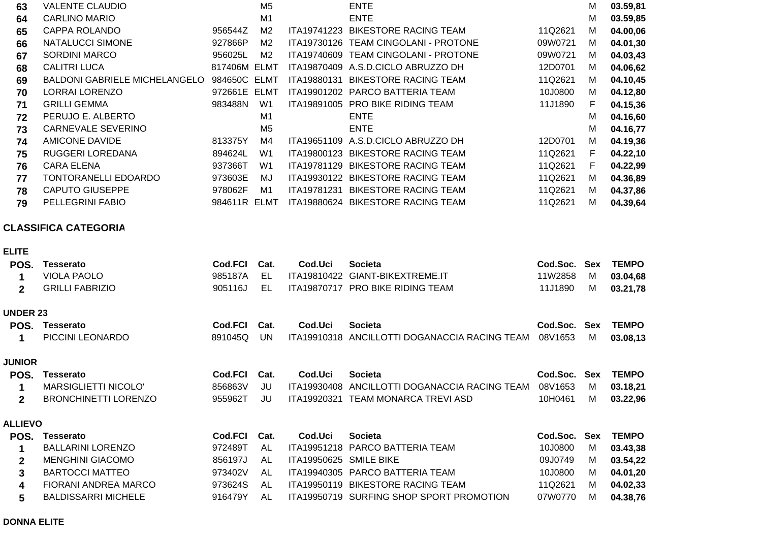| | | | | | | | | |
|---|---|---|---|---|---|---|---|---|
| **63** | VALENTE CLAUDIO | | M5 | | ENTE | | M | **03.59,81** |
| **64** | CARLINO MARIO | | M1 | | ENTE | | M | **03.59,85** |
| **65** | CAPPA ROLANDO | 956544Z | M2 | ITA19741223 | BIKESTORE RACING TEAM | 11Q2621 | M | **04.00,06** |
| **66** | NATALUCCI SIMONE | 927866P | M2 | ITA19730126 | TEAM CINGOLANI - PROTONE | 09W0721 | M | **04.01,30** |
| **67** | SORDINI MARCO | 956025L | M2 | ITA19740609 | TEAM CINGOLANI - PROTONE | 09W0721 | M | **04.03,43** |
| **68** | CALITRI LUCA | 817406M | ELMT | ITA19870409 | A.S.D.CICLO ABRUZZO DH | 12D0701 | M | **04.06,62** |
| **69** | BALDONI GABRIELE MICHELANGELO | 984650C | ELMT | ITA19880131 | BIKESTORE RACING TEAM | 11Q2621 | M | **04.10,45** |
| **70** | LORRAI LORENZO | 972661E | ELMT | ITA19901202 | PARCO BATTERIA TEAM | 10J0800 | M | **04.12,80** |
| **71** | GRILLI GEMMA | 983488N | W1 | ITA19891005 | PRO BIKE RIDING TEAM | 11J1890 | F | **04.15,36** |
| **72** | PERUJO E. ALBERTO | | M1 | | ENTE | | M | **04.16,60** |
| **73** | CARNEVALE SEVERINO | | M5 | | ENTE | | M | **04.16,77** |
| **74** | AMICONE DAVIDE | 813375Y | M4 | ITA19651109 | A.S.D.CICLO ABRUZZO DH | 12D0701 | M | **04.19,36** |
| **75** | RUGGERI LOREDANA | 894624L | W1 | ITA19800123 | BIKESTORE RACING TEAM | 11Q2621 | F | **04.22,10** |
| **76** | CARA ELENA | 937366T | W1 | ITA19781129 | BIKESTORE RACING TEAM | 11Q2621 | F | **04.22,99** |
| **77** | TONTORANELLI EDOARDO | 973603E | MJ | ITA19930122 | BIKESTORE RACING TEAM | 11Q2621 | M | **04.36,89** |
| **78** | CAPUTO GIUSEPPE | 978062F | M1 | ITA19781231 | BIKESTORE RACING TEAM | 11Q2621 | M | **04.37,86** |
| **79** | PELLEGRINI FABIO | 984611R | ELMT | ITA19880624 | BIKESTORE RACING TEAM | 11Q2621 | M | **04.39,64** |

## CLASSIFICA CATEGORIA

### ELITE

| POS. | Tesserato | Cod.FCI | Cat. | Cod.Uci | Societa | Cod.Soc. | Sex | TEMPO |
|---|---|---|---|---|---|---|---|---|
| **1** | VIOLA PAOLO | 985187A | EL | ITA19810422 | GIANT-BIKEXTREME.IT | 11W2858 | M | **03.04,68** |
| **2** | GRILLI FABRIZIO | 905116J | EL | ITA19870717 | PRO BIKE RIDING TEAM | 11J1890 | M | **03.21,78** |

### UNDER 23

| POS. | Tesserato | Cod.FCI | Cat. | Cod.Uci | Societa | Cod.Soc. | Sex | TEMPO |
|---|---|---|---|---|---|---|---|---|
| **1** | PICCINI LEONARDO | 891045Q | UN | ITA19910318 | ANCILLOTTI DOGANACCIA RACING TEAM | 08V1653 | M | **03.08,13** |

### JUNIOR

| POS. | Tesserato | Cod.FCI | Cat. | Cod.Uci | Societa | Cod.Soc. | Sex | TEMPO |
|---|---|---|---|---|---|---|---|---|
| **1** | MARSIGLIETTI NICOLO' | 856863V | JU | ITA19930408 | ANCILLOTTI DOGANACCIA RACING TEAM | 08V1653 | M | **03.18,21** |
| **2** | BRONCHINETTI LORENZO | 955962T | JU | ITA19920321 | TEAM MONARCA TREVI ASD | 10H0461 | M | **03.22,96** |

### ALLIEVO

| POS. | Tesserato | Cod.FCI | Cat. | Cod.Uci | Societa | Cod.Soc. | Sex | TEMPO |
|---|---|---|---|---|---|---|---|---|
| **1** | BALLARINI LORENZO | 972489T | AL | ITA19951218 | PARCO BATTERIA TEAM | 10J0800 | M | **03.43,38** |
| **2** | MENGHINI GIACOMO | 856197J | AL | ITA19950625 | SMILE BIKE | 09J0749 | M | **03.54,22** |
| **3** | BARTOCCI MATTEO | 973402V | AL | ITA19940305 | PARCO BATTERIA TEAM | 10J0800 | M | **04.01,20** |
| **4** | FIORANI ANDREA MARCO | 973624S | AL | ITA19950119 | BIKESTORE RACING TEAM | 11Q2621 | M | **04.02,33** |
| **5** | BALDISSARRI MICHELE | 916479Y | AL | ITA19950719 | SURFING SHOP SPORT PROMOTION | 07W0770 | M | **04.38,76** |

### DONNA ELITE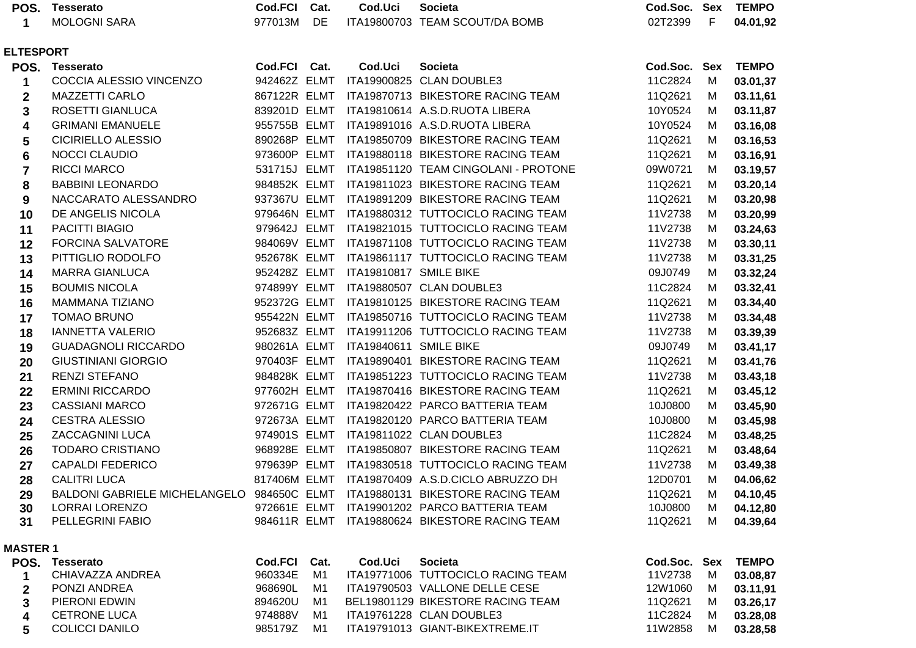| POS. | Tesserato | Cod.FCI | Cat. | Cod.Uci | Societa | Cod.Soc. | Sex | TEMPO |
|---|---|---|---|---|---|---|---|---|
| 1 | MOLOGNI SARA | 977013M | DE | ITA19800703 | TEAM SCOUT/DA BOMB | 02T2399 | F | 04.01,92 |

## ELTESPORT

| POS. | Tesserato | Cod.FCI | Cat. | Cod.Uci | Societa | Cod.Soc. | Sex | TEMPO |
|---|---|---|---|---|---|---|---|---|
| 1 | COCCIA ALESSIO VINCENZO | 942462Z | ELMT | ITA19900825 | CLAN DOUBLE3 | 11C2824 | M | 03.01,37 |
| 2 | MAZZETTI CARLO | 867122R | ELMT | ITA19870713 | BIKESTORE RACING TEAM | 11Q2621 | M | 03.11,61 |
| 3 | ROSETTI GIANLUCA | 839201D | ELMT | ITA19810614 | A.S.D.RUOTA LIBERA | 10Y0524 | M | 03.11,87 |
| 4 | GRIMANI EMANUELE | 955755B | ELMT | ITA19891016 | A.S.D.RUOTA LIBERA | 10Y0524 | M | 03.16,08 |
| 5 | CICIRIELLO ALESSIO | 890268P | ELMT | ITA19850709 | BIKESTORE RACING TEAM | 11Q2621 | M | 03.16,53 |
| 6 | NOCCI CLAUDIO | 973600P | ELMT | ITA19880118 | BIKESTORE RACING TEAM | 11Q2621 | M | 03.16,91 |
| 7 | RICCI MARCO | 531715J | ELMT | ITA19851120 | TEAM CINGOLANI - PROTONE | 09W0721 | M | 03.19,57 |
| 8 | BABBINI LEONARDO | 984852K | ELMT | ITA19811023 | BIKESTORE RACING TEAM | 11Q2621 | M | 03.20,14 |
| 9 | NACCARATO ALESSANDRO | 937367U | ELMT | ITA19891209 | BIKESTORE RACING TEAM | 11Q2621 | M | 03.20,98 |
| 10 | DE ANGELIS NICOLA | 979646N | ELMT | ITA19880312 | TUTTOCICLO RACING TEAM | 11V2738 | M | 03.20,99 |
| 11 | PACITTI BIAGIO | 979642J | ELMT | ITA19821015 | TUTTOCICLO RACING TEAM | 11V2738 | M | 03.24,63 |
| 12 | FORCINA SALVATORE | 984069V | ELMT | ITA19871108 | TUTTOCICLO RACING TEAM | 11V2738 | M | 03.30,11 |
| 13 | PITTIGLIO RODOLFO | 952678K | ELMT | ITA19861117 | TUTTOCICLO RACING TEAM | 11V2738 | M | 03.31,25 |
| 14 | MARRA GIANLUCA | 952428Z | ELMT | ITA19810817 | SMILE BIKE | 09J0749 | M | 03.32,24 |
| 15 | BOUMIS NICOLA | 974899Y | ELMT | ITA19880507 | CLAN DOUBLE3 | 11C2824 | M | 03.32,41 |
| 16 | MAMMANA TIZIANO | 952372G | ELMT | ITA19810125 | BIKESTORE RACING TEAM | 11Q2621 | M | 03.34,40 |
| 17 | TOMAO BRUNO | 955422N | ELMT | ITA19850716 | TUTTOCICLO RACING TEAM | 11V2738 | M | 03.34,48 |
| 18 | IANNETTA VALERIO | 952683Z | ELMT | ITA19911206 | TUTTOCICLO RACING TEAM | 11V2738 | M | 03.39,39 |
| 19 | GUADAGNOLI RICCARDO | 980261A | ELMT | ITA19840611 | SMILE BIKE | 09J0749 | M | 03.41,17 |
| 20 | GIUSTINIANI GIORGIO | 970403F | ELMT | ITA19890401 | BIKESTORE RACING TEAM | 11Q2621 | M | 03.41,76 |
| 21 | RENZI STEFANO | 984828K | ELMT | ITA19851223 | TUTTOCICLO RACING TEAM | 11V2738 | M | 03.43,18 |
| 22 | ERMINI RICCARDO | 977602H | ELMT | ITA19870416 | BIKESTORE RACING TEAM | 11Q2621 | M | 03.45,12 |
| 23 | CASSIANI MARCO | 972671G | ELMT | ITA19820422 | PARCO BATTERIA TEAM | 10J0800 | M | 03.45,90 |
| 24 | CESTRA ALESSIO | 972673A | ELMT | ITA19820120 | PARCO BATTERIA TEAM | 10J0800 | M | 03.45,98 |
| 25 | ZACCAGNINI LUCA | 974901S | ELMT | ITA19811022 | CLAN DOUBLE3 | 11C2824 | M | 03.48,25 |
| 26 | TODARO CRISTIANO | 968928E | ELMT | ITA19850807 | BIKESTORE RACING TEAM | 11Q2621 | M | 03.48,64 |
| 27 | CAPALDI FEDERICO | 979639P | ELMT | ITA19830518 | TUTTOCICLO RACING TEAM | 11V2738 | M | 03.49,38 |
| 28 | CALITRI LUCA | 817406M | ELMT | ITA19870409 | A.S.D.CICLO ABRUZZO DH | 12D0701 | M | 04.06,62 |
| 29 | BALDONI GABRIELE MICHELANGELO | 984650C | ELMT | ITA19880131 | BIKESTORE RACING TEAM | 11Q2621 | M | 04.10,45 |
| 30 | LORRAI LORENZO | 972661E | ELMT | ITA19901202 | PARCO BATTERIA TEAM | 10J0800 | M | 04.12,80 |
| 31 | PELLEGRINI FABIO | 984611R | ELMT | ITA19880624 | BIKESTORE RACING TEAM | 11Q2621 | M | 04.39,64 |

## MASTER 1

| POS. | Tesserato | Cod.FCI | Cat. | Cod.Uci | Societa | Cod.Soc. | Sex | TEMPO |
|---|---|---|---|---|---|---|---|---|
| 1 | CHIAVAZZA ANDREA | 960334E | M1 | ITA19771006 | TUTTOCICLO RACING TEAM | 11V2738 | M | 03.08,87 |
| 2 | PONZI ANDREA | 968690L | M1 | ITA19790503 | VALLONE DELLE CESE | 12W1060 | M | 03.11,91 |
| 3 | PIERONI EDWIN | 894620U | M1 | BEL19801129 | BIKESTORE RACING TEAM | 11Q2621 | M | 03.26,17 |
| 4 | CETRONE LUCA | 974888V | M1 | ITA19761228 | CLAN DOUBLE3 | 11C2824 | M | 03.28,08 |
| 5 | COLICCI DANILO | 985179Z | M1 | ITA19791013 | GIANT-BIKEXTREME.IT | 11W2858 | M | 03.28,58 |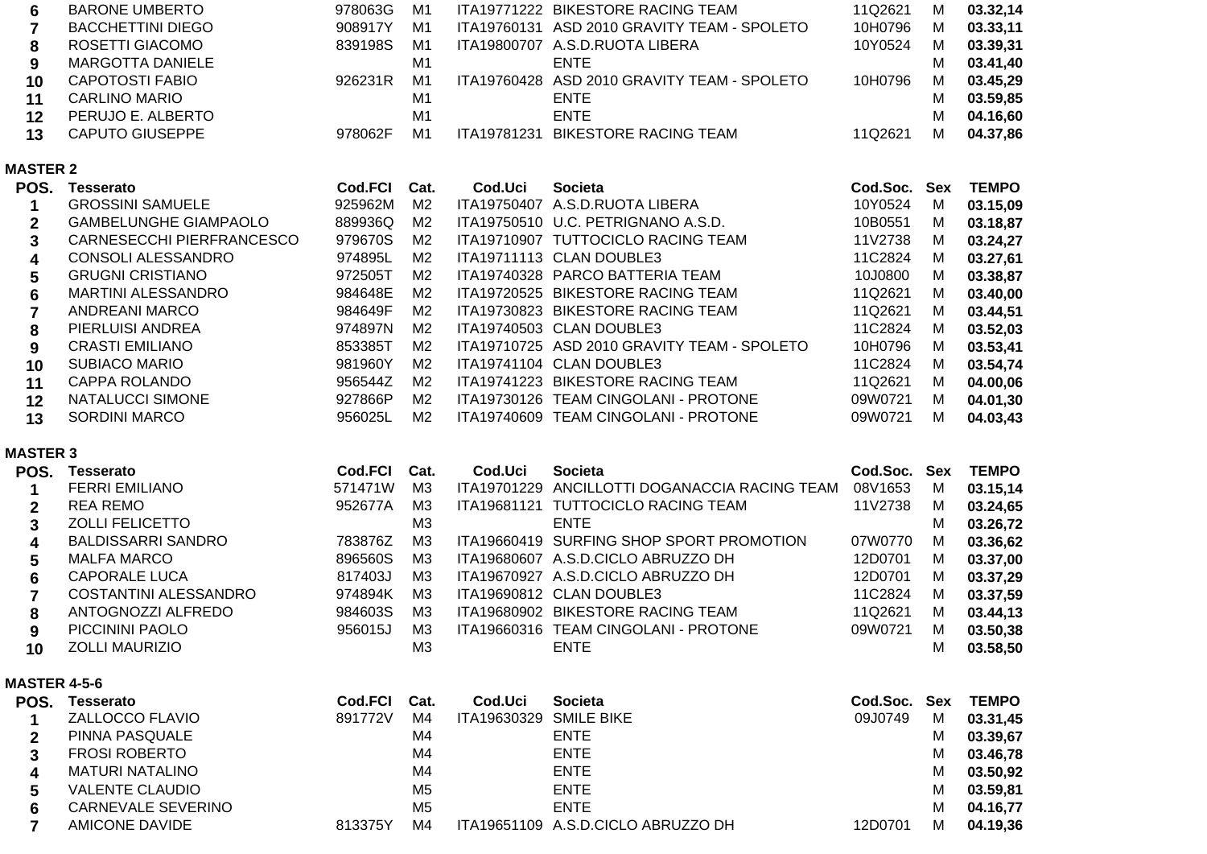| POS. | Tesserato | Cod.FCI | Cat. | Cod.Uci | Societa | Cod.Soc. | Sex | TEMPO |
|---|---|---|---|---|---|---|---|---|
| 6 | BARONE UMBERTO | 978063G | M1 | ITA19771222 | BIKESTORE RACING TEAM | 11Q2621 | M | **03.32,14** |
| 7 | BACCHETTINI DIEGO | 908917Y | M1 | ITA19760131 | ASD 2010 GRAVITY TEAM - SPOLETO | 10H0796 | M | **03.33,11** |
| 8 | ROSETTI GIACOMO | 839198S | M1 | ITA19800707 | A.S.D.RUOTA LIBERA | 10Y0524 | M | **03.39,31** |
| 9 | MARGOTTA DANIELE | | M1 | | ENTE | | M | **03.41,40** |
| 10 | CAPOTOSTI FABIO | 926231R | M1 | ITA19760428 | ASD 2010 GRAVITY TEAM - SPOLETO | 10H0796 | M | **03.45,29** |
| 11 | CARLINO MARIO | | M1 | | ENTE | | M | **03.59,85** |
| 12 | PERUJO E. ALBERTO | | M1 | | ENTE | | M | **04.16,60** |
| 13 | CAPUTO GIUSEPPE | 978062F | M1 | ITA19781231 | BIKESTORE RACING TEAM | 11Q2621 | M | **04.37,86** |

**MASTER 2**

| POS. | Tesserato | Cod.FCI | Cat. | Cod.Uci | Societa | Cod.Soc. | Sex | TEMPO |
|---|---|---|---|---|---|---|---|---|
| 1 | GROSSINI SAMUELE | 925962M | M2 | ITA19750407 | A.S.D.RUOTA LIBERA | 10Y0524 | M | **03.15,09** |
| 2 | GAMBELUNGHE GIAMPAOLO | 889936Q | M2 | ITA19750510 | U.C. PETRIGNANO A.S.D. | 10B0551 | M | **03.18,87** |
| 3 | CARNESECCHI PIERFRANCESCO | 979670S | M2 | ITA19710907 | TUTTOCICLO RACING TEAM | 11V2738 | M | **03.24,27** |
| 4 | CONSOLI ALESSANDRO | 974895L | M2 | ITA19711113 | CLAN DOUBLE3 | 11C2824 | M | **03.27,61** |
| 5 | GRUGNI CRISTIANO | 972505T | M2 | ITA19740328 | PARCO BATTERIA TEAM | 10J0800 | M | **03.38,87** |
| 6 | MARTINI ALESSANDRO | 984648E | M2 | ITA19720525 | BIKESTORE RACING TEAM | 11Q2621 | M | **03.40,00** |
| 7 | ANDREANI MARCO | 984649F | M2 | ITA19730823 | BIKESTORE RACING TEAM | 11Q2621 | M | **03.44,51** |
| 8 | PIERLUISI ANDREA | 974897N | M2 | ITA19740503 | CLAN DOUBLE3 | 11C2824 | M | **03.52,03** |
| 9 | CRASTI EMILIANO | 853385T | M2 | ITA19710725 | ASD 2010 GRAVITY TEAM - SPOLETO | 10H0796 | M | **03.53,41** |
| 10 | SUBIACO MARIO | 981960Y | M2 | ITA19741104 | CLAN DOUBLE3 | 11C2824 | M | **03.54,74** |
| 11 | CAPPA ROLANDO | 956544Z | M2 | ITA19741223 | BIKESTORE RACING TEAM | 11Q2621 | M | **04.00,06** |
| 12 | NATALUCCI SIMONE | 927866P | M2 | ITA19730126 | TEAM CINGOLANI - PROTONE | 09W0721 | M | **04.01,30** |
| 13 | SORDINI MARCO | 956025L | M2 | ITA19740609 | TEAM CINGOLANI - PROTONE | 09W0721 | M | **04.03,43** |

**MASTER 3**

| POS. | Tesserato | Cod.FCI | Cat. | Cod.Uci | Societa | Cod.Soc. | Sex | TEMPO |
|---|---|---|---|---|---|---|---|---|
| 1 | FERRI EMILIANO | 571471W | M3 | ITA19701229 | ANCILLOTTI DOGANACCIA RACING TEAM | 08V1653 | M | **03.15,14** |
| 2 | REA REMO | 952677A | M3 | ITA19681121 | TUTTOCICLO RACING TEAM | 11V2738 | M | **03.24,65** |
| 3 | ZOLLI FELICETTO | | M3 | | ENTE | | M | **03.26,72** |
| 4 | BALDISSARRI SANDRO | 783876Z | M3 | ITA19660419 | SURFING SHOP SPORT PROMOTION | 07W0770 | M | **03.36,62** |
| 5 | MALFA MARCO | 896560S | M3 | ITA19680607 | A.S.D.CICLO ABRUZZO DH | 12D0701 | M | **03.37,00** |
| 6 | CAPORALE LUCA | 817403J | M3 | ITA19670927 | A.S.D.CICLO ABRUZZO DH | 12D0701 | M | **03.37,29** |
| 7 | COSTANTINI ALESSANDRO | 974894K | M3 | ITA19690812 | CLAN DOUBLE3 | 11C2824 | M | **03.37,59** |
| 8 | ANTOGNOZZI ALFREDO | 984603S | M3 | ITA19680902 | BIKESTORE RACING TEAM | 11Q2621 | M | **03.44,13** |
| 9 | PICCININI PAOLO | 956015J | M3 | ITA19660316 | TEAM CINGOLANI - PROTONE | 09W0721 | M | **03.50,38** |
| 10 | ZOLLI MAURIZIO | | M3 | | ENTE | | M | **03.58,50** |

**MASTER 4-5-6**

| POS. | Tesserato | Cod.FCI | Cat. | Cod.Uci | Societa | Cod.Soc. | Sex | TEMPO |
|---|---|---|---|---|---|---|---|---|
| 1 | ZALLOCCO FLAVIO | 891772V | M4 | ITA19630329 | SMILE BIKE | 09J0749 | M | **03.31,45** |
| 2 | PINNA PASQUALE | | M4 | | ENTE | | M | **03.39,67** |
| 3 | FROSI ROBERTO | | M4 | | ENTE | | M | **03.46,78** |
| 4 | MATURI NATALINO | | M4 | | ENTE | | M | **03.50,92** |
| 5 | VALENTE CLAUDIO | | M5 | | ENTE | | M | **03.59,81** |
| 6 | CARNEVALE SEVERINO | | M5 | | ENTE | | M | **04.16,77** |
| 7 | AMICONE DAVIDE | 813375Y | M4 | ITA19651109 | A.S.D.CICLO ABRUZZO DH | 12D0701 | M | **04.19,36** |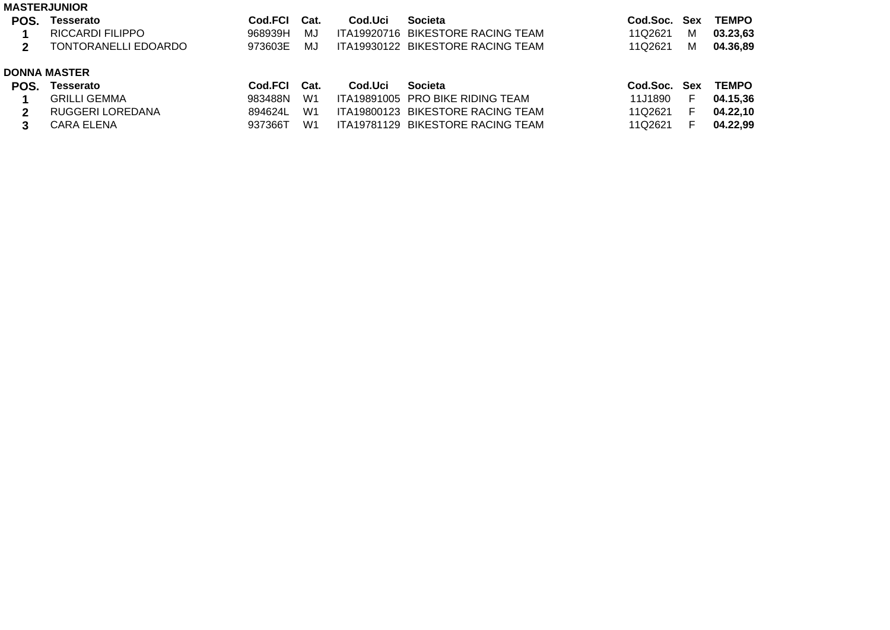**MASTERJUNIOR**

| POS. | Tesserato | Cod.FCI | Cat. | Cod.Uci | Societa | Cod.Soc. | Sex | TEMPO |
|---|---|---|---|---|---|---|---|---|
| 1 | RICCARDI FILIPPO | 968939H | MJ | ITA19920716 | BIKESTORE RACING TEAM | 11Q2621 | M | **03.23,63** |
| 2 | TONTORANELLI EDOARDO | 973603E | MJ | ITA19930122 | BIKESTORE RACING TEAM | 11Q2621 | M | **04.36,89** |

**DONNA MASTER**

| POS. | Tesserato | Cod.FCI | Cat. | Cod.Uci | Societa | Cod.Soc. | Sex | TEMPO |
|---|---|---|---|---|---|---|---|---|
| 1 | GRILLI GEMMA | 983488N | W1 | ITA19891005 | PRO BIKE RIDING TEAM | 11J1890 | F | **04.15,36** |
| 2 | RUGGERI LOREDANA | 894624L | W1 | ITA19800123 | BIKESTORE RACING TEAM | 11Q2621 | F | **04.22,10** |
| 3 | CARA ELENA | 937366T | W1 | ITA19781129 | BIKESTORE RACING TEAM | 11Q2621 | F | **04.22,99** |